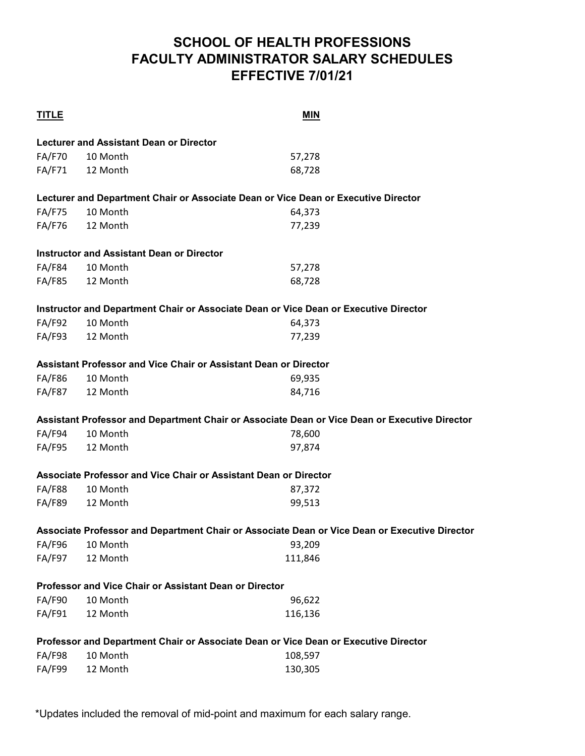# SCHOOL OF HEALTH PROFESSIONS
# FACULTY ADMINISTRATOR SALARY SCHEDULES
# EFFECTIVE 7/01/21

| TITLE | | MIN |
|---|---|---|
| **Lecturer and Assistant Dean or Director** | | |
| FA/F70 | 10 Month | 57,278 |
| FA/F71 | 12 Month | 68,728 |
| **Lecturer and Department Chair or Associate Dean or Vice Dean or Executive Director** | | |
| FA/F75 | 10 Month | 64,373 |
| FA/F76 | 12 Month | 77,239 |
| **Instructor and Assistant Dean or Director** | | |
| FA/F84 | 10 Month | 57,278 |
| FA/F85 | 12 Month | 68,728 |
| **Instructor and Department Chair or Associate Dean or Vice Dean or Executive Director** | | |
| FA/F92 | 10 Month | 64,373 |
| FA/F93 | 12 Month | 77,239 |
| **Assistant Professor and Vice Chair or Assistant Dean or Director** | | |
| FA/F86 | 10 Month | 69,935 |
| FA/F87 | 12 Month | 84,716 |
| **Assistant Professor and Department Chair or Associate Dean or Vice Dean or Executive Director** | | |
| FA/F94 | 10 Month | 78,600 |
| FA/F95 | 12 Month | 97,874 |
| **Associate Professor and Vice Chair or Assistant Dean or Director** | | |
| FA/F88 | 10 Month | 87,372 |
| FA/F89 | 12 Month | 99,513 |
| **Associate Professor and Department Chair or Associate Dean or Vice Dean or Executive Director** | | |
| FA/F96 | 10 Month | 93,209 |
| FA/F97 | 12 Month | 111,846 |
| **Professor and Vice Chair or Assistant Dean or Director** | | |
| FA/F90 | 10 Month | 96,622 |
| FA/F91 | 12 Month | 116,136 |
| **Professor and Department Chair or Associate Dean or Vice Dean or Executive Director** | | |
| FA/F98 | 10 Month | 108,597 |
| FA/F99 | 12 Month | 130,305 |

*Updates included the removal of mid-point and maximum for each salary range.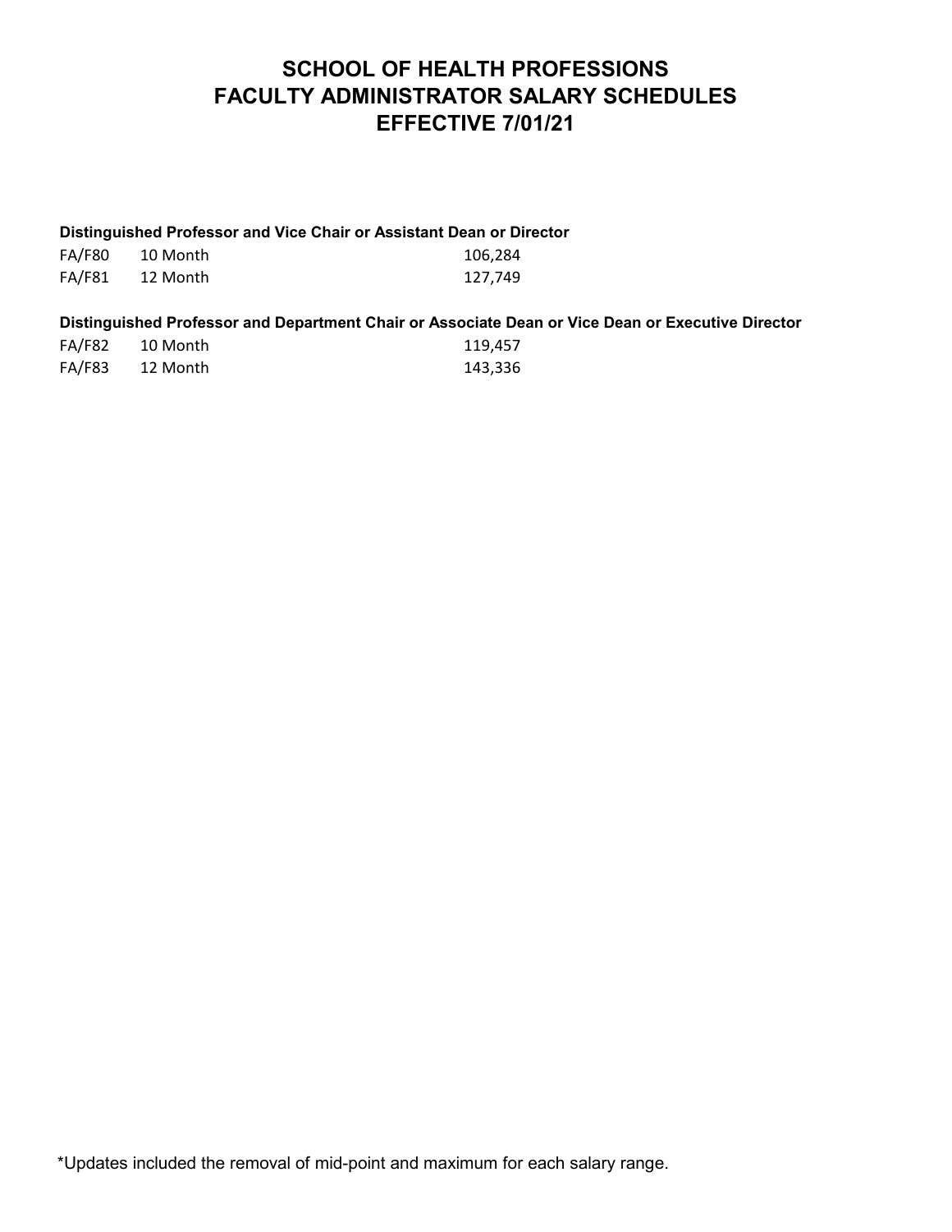# SCHOOL OF HEALTH PROFESSIONS
# FACULTY ADMINISTRATOR SALARY SCHEDULES
# EFFECTIVE 7/01/21

**Distinguished Professor and Vice Chair or Assistant Dean or Director**

| | | |
|---|---|---|
| FA/F80 | 10 Month | 106,284 |
| FA/F81 | 12 Month | 127,749 |

**Distinguished Professor and Department Chair or Associate Dean or Vice Dean or Executive Director**

| | | |
|---|---|---|
| FA/F82 | 10 Month | 119,457 |
| FA/F83 | 12 Month | 143,336 |

*Updates included the removal of mid-point and maximum for each salary range.